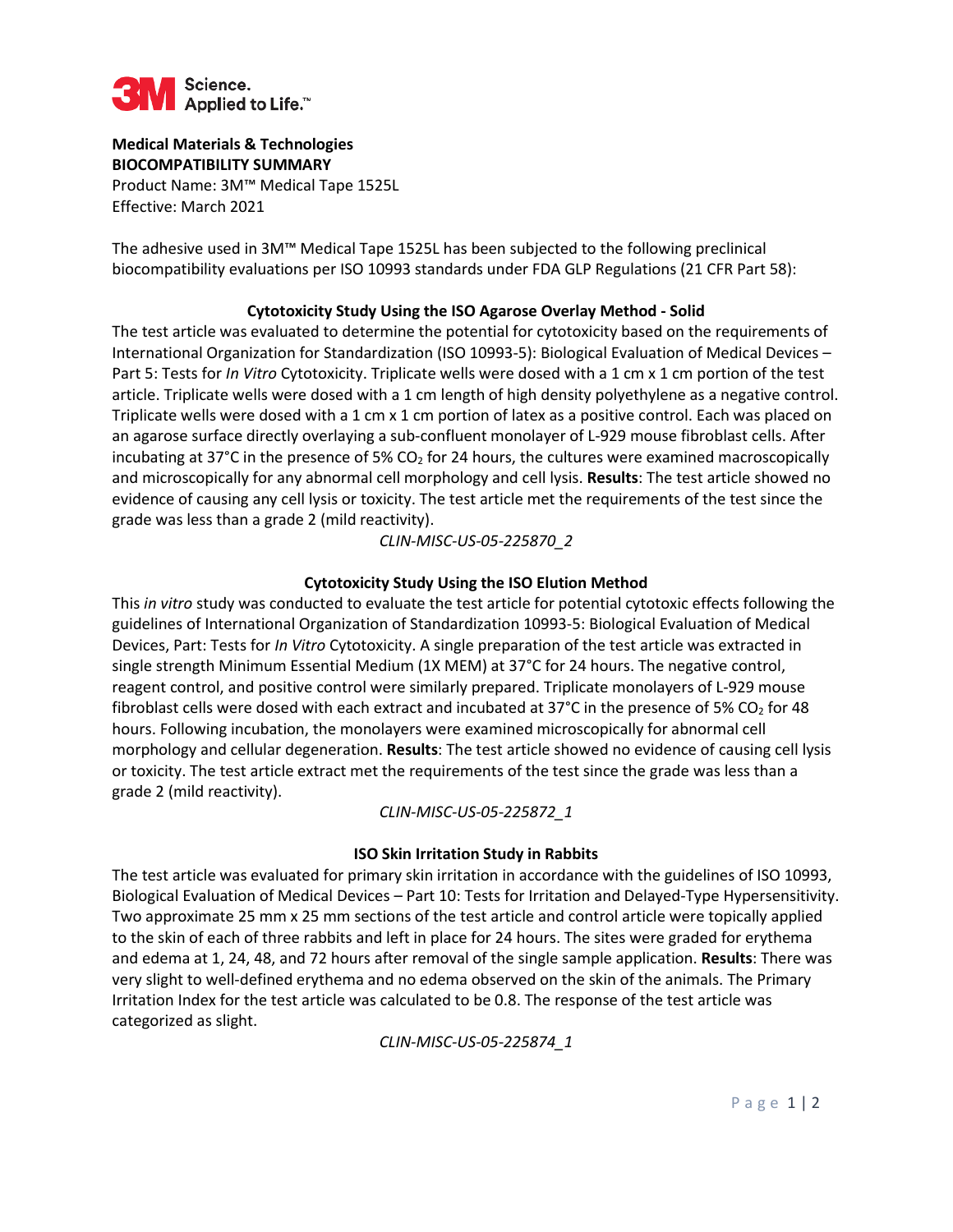**Medical Materials & Technologies**
**BIOCOMPATIBILITY SUMMARY**
Product Name: 3M™ Medical Tape 1525L
Effective: March 2021

The adhesive used in 3M™ Medical Tape 1525L has been subjected to the following preclinical biocompatibility evaluations per ISO 10993 standards under FDA GLP Regulations (21 CFR Part 58):

### Cytotoxicity Study Using the ISO Agarose Overlay Method - Solid

The test article was evaluated to determine the potential for cytotoxicity based on the requirements of International Organization for Standardization (ISO 10993-5): Biological Evaluation of Medical Devices – Part 5: Tests for *In Vitro* Cytotoxicity. Triplicate wells were dosed with a 1 cm x 1 cm portion of the test article. Triplicate wells were dosed with a 1 cm length of high density polyethylene as a negative control. Triplicate wells were dosed with a 1 cm x 1 cm portion of latex as a positive control. Each was placed on an agarose surface directly overlaying a sub-confluent monolayer of L-929 mouse fibroblast cells. After incubating at 37°C in the presence of 5% $CO_2$ for 24 hours, the cultures were examined macroscopically and microscopically for any abnormal cell morphology and cell lysis. **Results**: The test article showed no evidence of causing any cell lysis or toxicity. The test article met the requirements of the test since the grade was less than a grade 2 (mild reactivity).

*CLIN-MISC-US-05-225870_2*

### Cytotoxicity Study Using the ISO Elution Method

This *in vitro* study was conducted to evaluate the test article for potential cytotoxic effects following the guidelines of International Organization of Standardization 10993-5: Biological Evaluation of Medical Devices, Part: Tests for *In Vitro* Cytotoxicity. A single preparation of the test article was extracted in single strength Minimum Essential Medium (1X MEM) at 37°C for 24 hours. The negative control, reagent control, and positive control were similarly prepared. Triplicate monolayers of L-929 mouse fibroblast cells were dosed with each extract and incubated at 37°C in the presence of 5% $CO_2$ for 48 hours. Following incubation, the monolayers were examined microscopically for abnormal cell morphology and cellular degeneration. **Results**: The test article showed no evidence of causing cell lysis or toxicity. The test article extract met the requirements of the test since the grade was less than a grade 2 (mild reactivity).

*CLIN-MISC-US-05-225872_1*

### ISO Skin Irritation Study in Rabbits

The test article was evaluated for primary skin irritation in accordance with the guidelines of ISO 10993, Biological Evaluation of Medical Devices – Part 10: Tests for Irritation and Delayed-Type Hypersensitivity. Two approximate 25 mm x 25 mm sections of the test article and control article were topically applied to the skin of each of three rabbits and left in place for 24 hours. The sites were graded for erythema and edema at 1, 24, 48, and 72 hours after removal of the single sample application. **Results**: There was very slight to well-defined erythema and no edema observed on the skin of the animals. The Primary Irritation Index for the test article was calculated to be 0.8. The response of the test article was categorized as slight.

*CLIN-MISC-US-05-225874_1*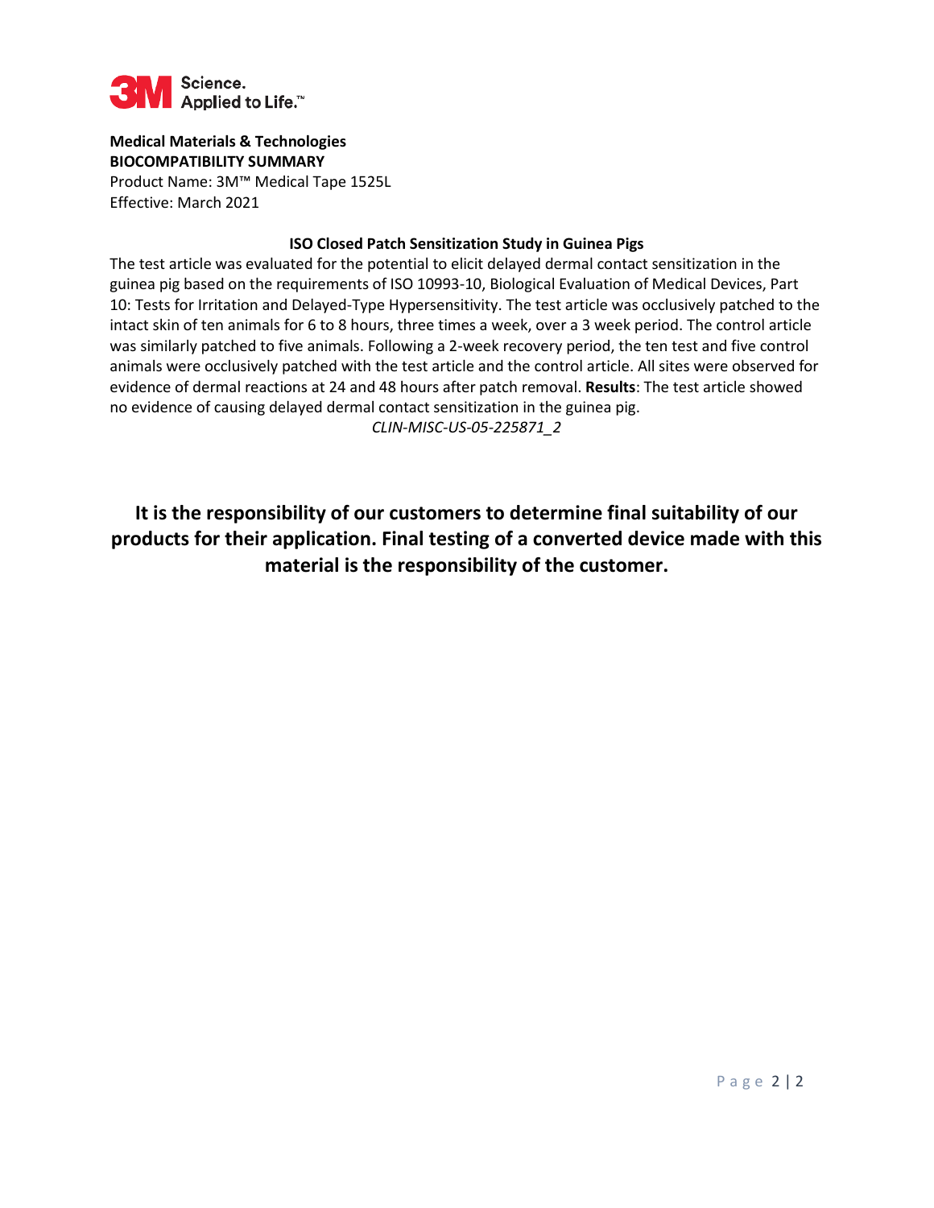**Medical Materials & Technologies**
**BIOCOMPATIBILITY SUMMARY**
Product Name: 3M™ Medical Tape 1525L
Effective: March 2021

### ISO Closed Patch Sensitization Study in Guinea Pigs

The test article was evaluated for the potential to elicit delayed dermal contact sensitization in the guinea pig based on the requirements of ISO 10993-10, Biological Evaluation of Medical Devices, Part 10: Tests for Irritation and Delayed-Type Hypersensitivity. The test article was occlusively patched to the intact skin of ten animals for 6 to 8 hours, three times a week, over a 3 week period. The control article was similarly patched to five animals. Following a 2-week recovery period, the ten test and five control animals were occlusively patched with the test article and the control article. All sites were observed for evidence of dermal reactions at 24 and 48 hours after patch removal. **Results**: The test article showed no evidence of causing delayed dermal contact sensitization in the guinea pig.

*CLIN-MISC-US-05-225871_2*

**It is the responsibility of our customers to determine final suitability of our products for their application. Final testing of a converted device made with this material is the responsibility of the customer.**